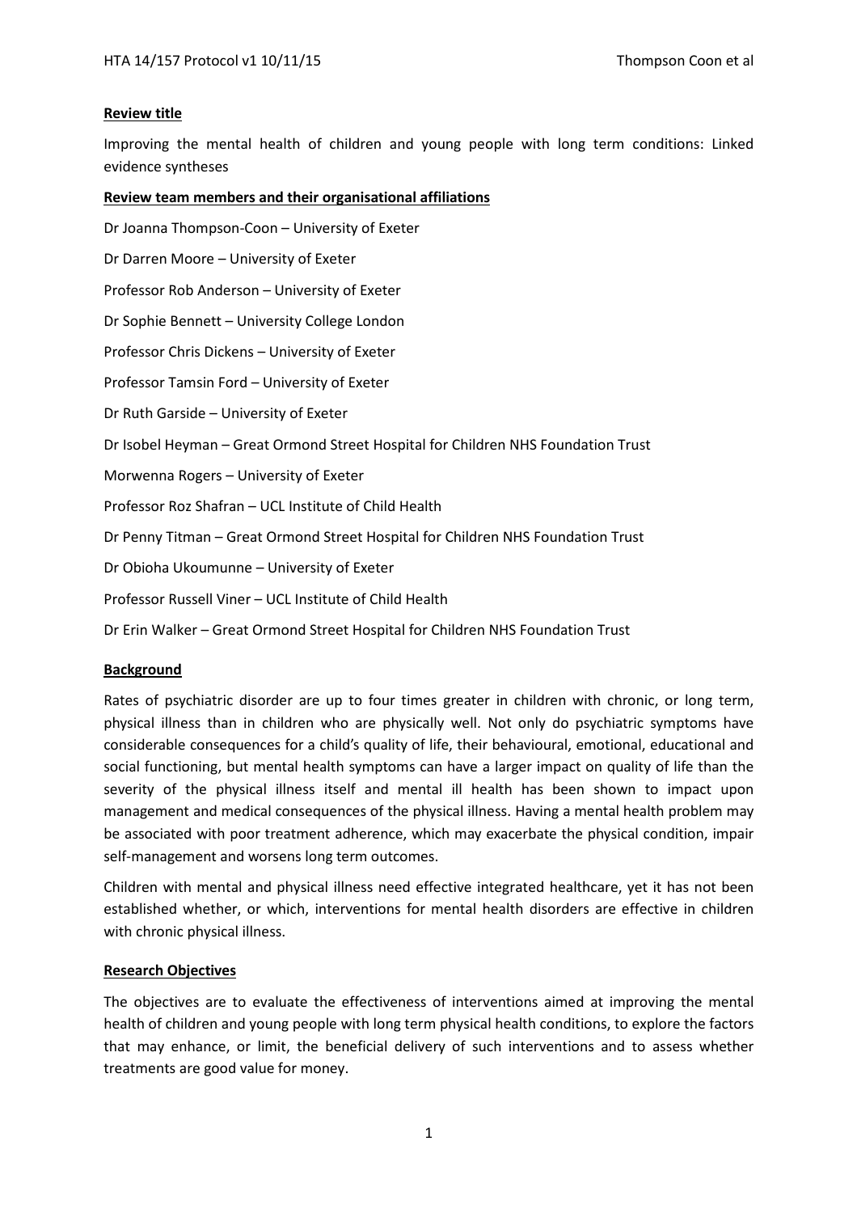**Review title**

Improving the mental health of children and young people with long term conditions: Linked evidence syntheses

**Review team members and their organisational affiliations**

Dr Joanna Thompson-Coon – University of Exeter

Dr Darren Moore – University of Exeter

Professor Rob Anderson – University of Exeter

Dr Sophie Bennett – University College London

Professor Chris Dickens – University of Exeter

Professor Tamsin Ford – University of Exeter

Dr Ruth Garside – University of Exeter

Dr Isobel Heyman – Great Ormond Street Hospital for Children NHS Foundation Trust

Morwenna Rogers – University of Exeter

Professor Roz Shafran – UCL Institute of Child Health

Dr Penny Titman – Great Ormond Street Hospital for Children NHS Foundation Trust

Dr Obioha Ukoumunne – University of Exeter

Professor Russell Viner – UCL Institute of Child Health

Dr Erin Walker – Great Ormond Street Hospital for Children NHS Foundation Trust

**Background**

Rates of psychiatric disorder are up to four times greater in children with chronic, or long term, physical illness than in children who are physically well. Not only do psychiatric symptoms have considerable consequences for a child's quality of life, their behavioural, emotional, educational and social functioning, but mental health symptoms can have a larger impact on quality of life than the severity of the physical illness itself and mental ill health has been shown to impact upon management and medical consequences of the physical illness. Having a mental health problem may be associated with poor treatment adherence, which may exacerbate the physical condition, impair self-management and worsens long term outcomes.

Children with mental and physical illness need effective integrated healthcare, yet it has not been established whether, or which, interventions for mental health disorders are effective in children with chronic physical illness.

**Research Objectives**

The objectives are to evaluate the effectiveness of interventions aimed at improving the mental health of children and young people with long term physical health conditions, to explore the factors that may enhance, or limit, the beneficial delivery of such interventions and to assess whether treatments are good value for money.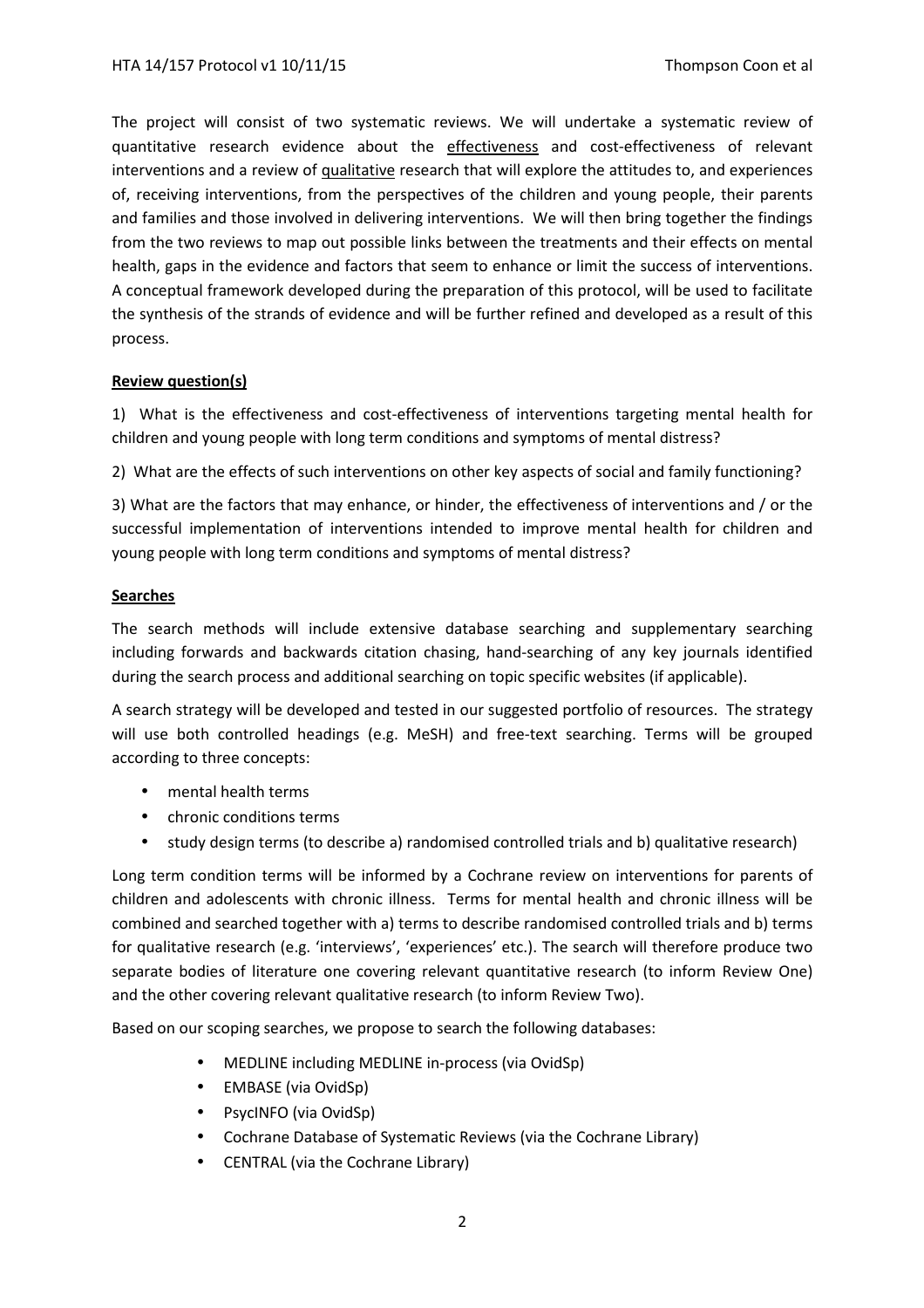The project will consist of two systematic reviews. We will undertake a systematic review of quantitative research evidence about the effectiveness and cost-effectiveness of relevant interventions and a review of qualitative research that will explore the attitudes to, and experiences of, receiving interventions, from the perspectives of the children and young people, their parents and families and those involved in delivering interventions. We will then bring together the findings from the two reviews to map out possible links between the treatments and their effects on mental health, gaps in the evidence and factors that seem to enhance or limit the success of interventions. A conceptual framework developed during the preparation of this protocol, will be used to facilitate the synthesis of the strands of evidence and will be further refined and developed as a result of this process.

## Review question(s)

1) What is the effectiveness and cost-effectiveness of interventions targeting mental health for children and young people with long term conditions and symptoms of mental distress?

2) What are the effects of such interventions on other key aspects of social and family functioning?

3) What are the factors that may enhance, or hinder, the effectiveness of interventions and / or the successful implementation of interventions intended to improve mental health for children and young people with long term conditions and symptoms of mental distress?

## Searches

The search methods will include extensive database searching and supplementary searching including forwards and backwards citation chasing, hand-searching of any key journals identified during the search process and additional searching on topic specific websites (if applicable).

A search strategy will be developed and tested in our suggested portfolio of resources. The strategy will use both controlled headings (e.g. MeSH) and free-text searching. Terms will be grouped according to three concepts:

- mental health terms
- chronic conditions terms
- study design terms (to describe a) randomised controlled trials and b) qualitative research)

Long term condition terms will be informed by a Cochrane review on interventions for parents of children and adolescents with chronic illness. Terms for mental health and chronic illness will be combined and searched together with a) terms to describe randomised controlled trials and b) terms for qualitative research (e.g. 'interviews', 'experiences' etc.). The search will therefore produce two separate bodies of literature one covering relevant quantitative research (to inform Review One) and the other covering relevant qualitative research (to inform Review Two).

Based on our scoping searches, we propose to search the following databases:

- MEDLINE including MEDLINE in-process (via OvidSp)
- EMBASE (via OvidSp)
- PsycINFO (via OvidSp)
- Cochrane Database of Systematic Reviews (via the Cochrane Library)
- CENTRAL (via the Cochrane Library)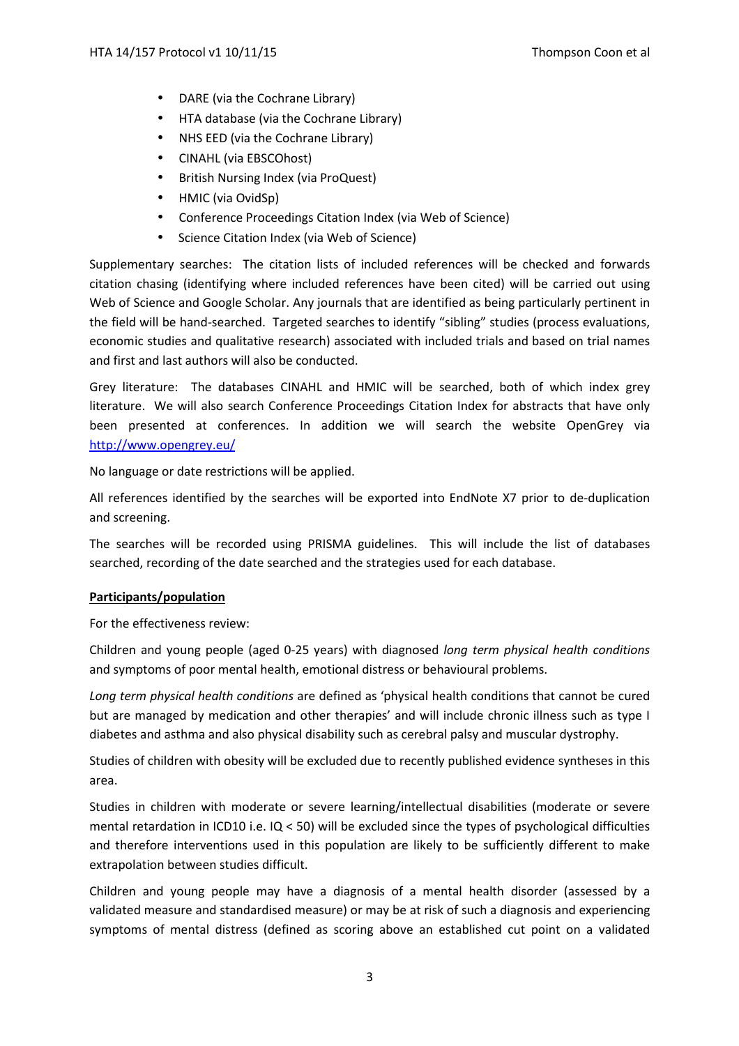- DARE (via the Cochrane Library)
- HTA database (via the Cochrane Library)
- NHS EED (via the Cochrane Library)
- CINAHL (via EBSCOhost)
- British Nursing Index (via ProQuest)
- HMIC (via OvidSp)
- Conference Proceedings Citation Index (via Web of Science)
- Science Citation Index (via Web of Science)

Supplementary searches: The citation lists of included references will be checked and forwards citation chasing (identifying where included references have been cited) will be carried out using Web of Science and Google Scholar. Any journals that are identified as being particularly pertinent in the field will be hand-searched. Targeted searches to identify "sibling" studies (process evaluations, economic studies and qualitative research) associated with included trials and based on trial names and first and last authors will also be conducted.

Grey literature: The databases CINAHL and HMIC will be searched, both of which index grey literature. We will also search Conference Proceedings Citation Index for abstracts that have only been presented at conferences. In addition we will search the website OpenGrey via http://www.opengrey.eu/

No language or date restrictions will be applied.

All references identified by the searches will be exported into EndNote X7 prior to de-duplication and screening.

The searches will be recorded using PRISMA guidelines. This will include the list of databases searched, recording of the date searched and the strategies used for each database.

**Participants/population**

For the effectiveness review:

Children and young people (aged 0-25 years) with diagnosed *long term physical health conditions* and symptoms of poor mental health, emotional distress or behavioural problems.

*Long term physical health conditions* are defined as 'physical health conditions that cannot be cured but are managed by medication and other therapies' and will include chronic illness such as type I diabetes and asthma and also physical disability such as cerebral palsy and muscular dystrophy.

Studies of children with obesity will be excluded due to recently published evidence syntheses in this area.

Studies in children with moderate or severe learning/intellectual disabilities (moderate or severe mental retardation in ICD10 i.e. IQ < 50) will be excluded since the types of psychological difficulties and therefore interventions used in this population are likely to be sufficiently different to make extrapolation between studies difficult.

Children and young people may have a diagnosis of a mental health disorder (assessed by a validated measure and standardised measure) or may be at risk of such a diagnosis and experiencing symptoms of mental distress (defined as scoring above an established cut point on a validated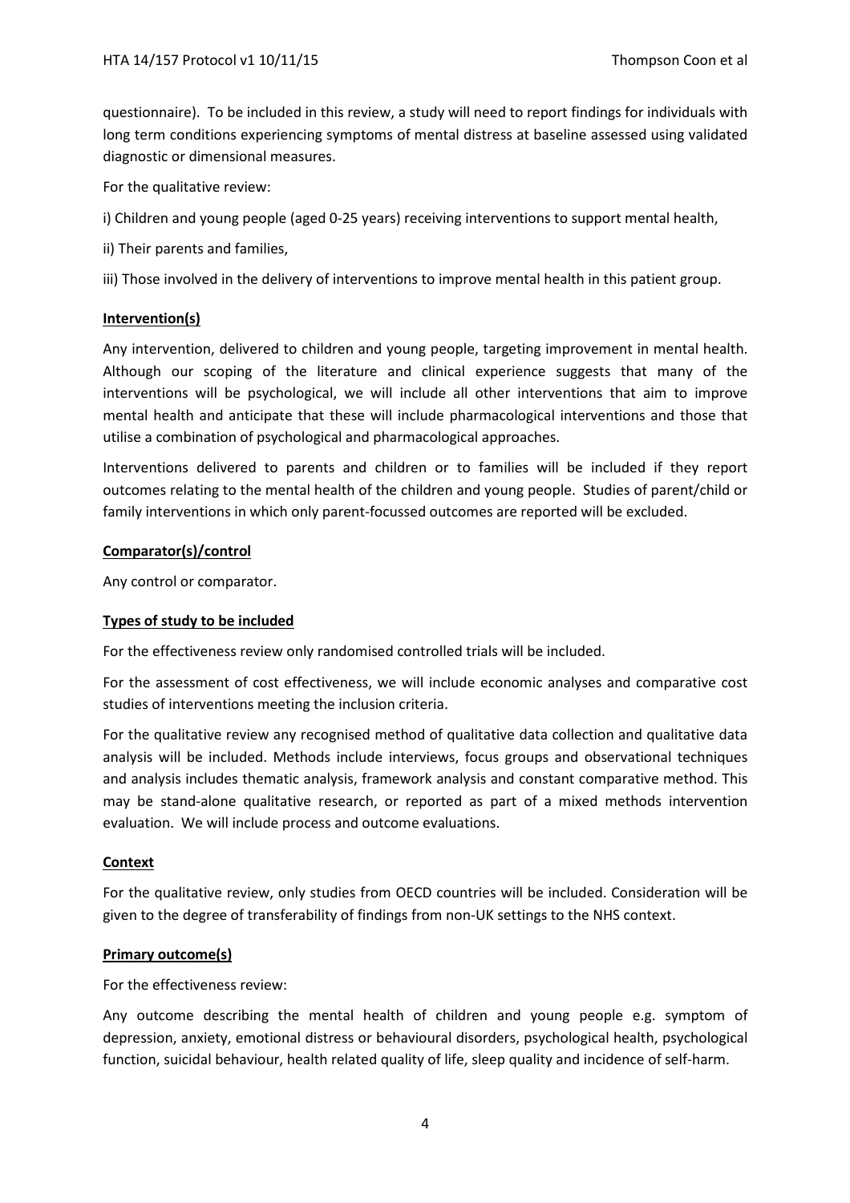questionnaire). To be included in this review, a study will need to report findings for individuals with long term conditions experiencing symptoms of mental distress at baseline assessed using validated diagnostic or dimensional measures.

For the qualitative review:

i) Children and young people (aged 0-25 years) receiving interventions to support mental health,

ii) Their parents and families,

iii) Those involved in the delivery of interventions to improve mental health in this patient group.

## Intervention(s)

Any intervention, delivered to children and young people, targeting improvement in mental health. Although our scoping of the literature and clinical experience suggests that many of the interventions will be psychological, we will include all other interventions that aim to improve mental health and anticipate that these will include pharmacological interventions and those that utilise a combination of psychological and pharmacological approaches.

Interventions delivered to parents and children or to families will be included if they report outcomes relating to the mental health of the children and young people. Studies of parent/child or family interventions in which only parent-focussed outcomes are reported will be excluded.

## Comparator(s)/control

Any control or comparator.

## Types of study to be included

For the effectiveness review only randomised controlled trials will be included.

For the assessment of cost effectiveness, we will include economic analyses and comparative cost studies of interventions meeting the inclusion criteria.

For the qualitative review any recognised method of qualitative data collection and qualitative data analysis will be included. Methods include interviews, focus groups and observational techniques and analysis includes thematic analysis, framework analysis and constant comparative method. This may be stand-alone qualitative research, or reported as part of a mixed methods intervention evaluation. We will include process and outcome evaluations.

## Context

For the qualitative review, only studies from OECD countries will be included. Consideration will be given to the degree of transferability of findings from non-UK settings to the NHS context.

## Primary outcome(s)

For the effectiveness review:

Any outcome describing the mental health of children and young people e.g. symptom of depression, anxiety, emotional distress or behavioural disorders, psychological health, psychological function, suicidal behaviour, health related quality of life, sleep quality and incidence of self-harm.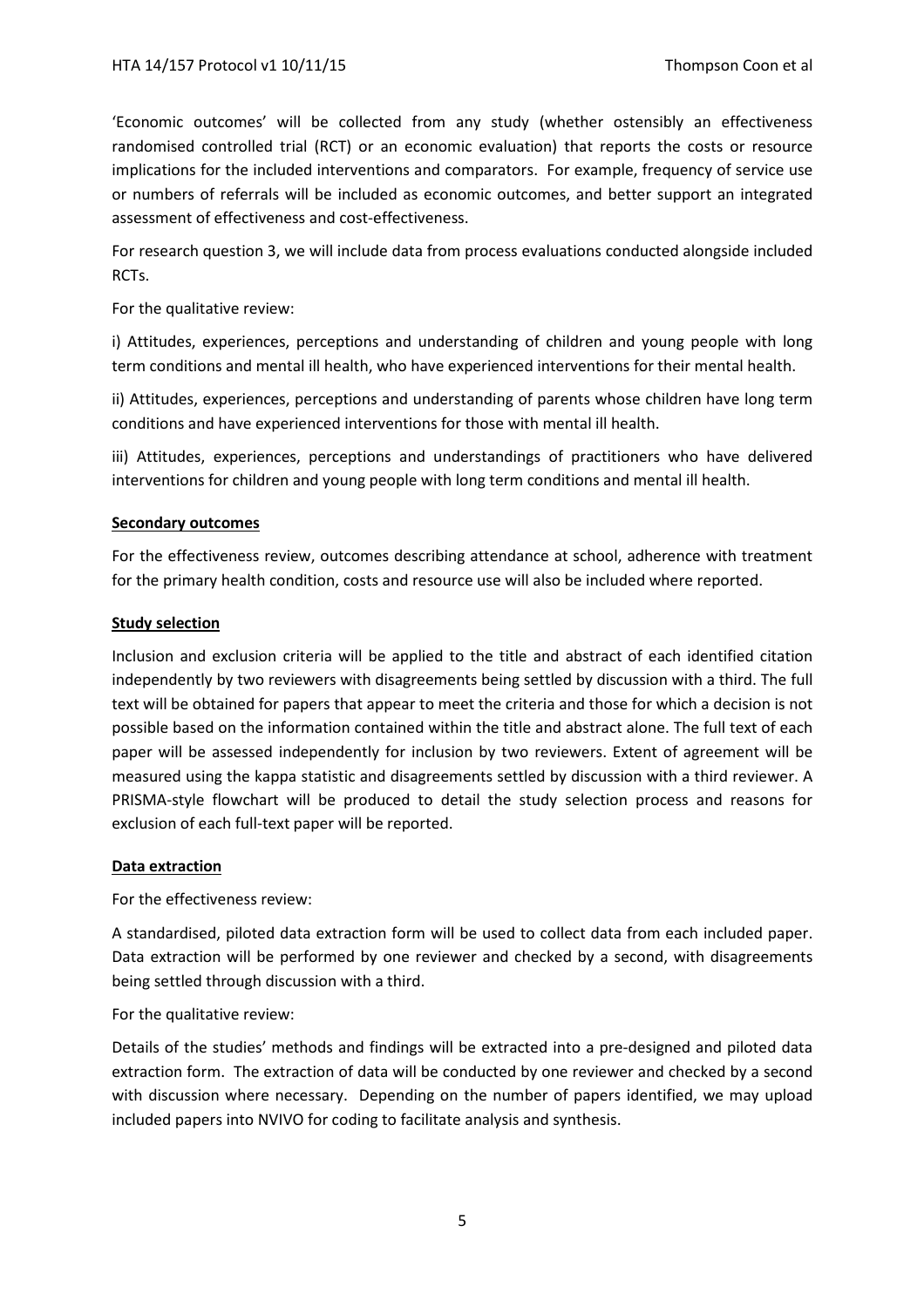'Economic outcomes' will be collected from any study (whether ostensibly an effectiveness randomised controlled trial (RCT) or an economic evaluation) that reports the costs or resource implications for the included interventions and comparators. For example, frequency of service use or numbers of referrals will be included as economic outcomes, and better support an integrated assessment of effectiveness and cost-effectiveness.

For research question 3, we will include data from process evaluations conducted alongside included RCTs.

For the qualitative review:

i) Attitudes, experiences, perceptions and understanding of children and young people with long term conditions and mental ill health, who have experienced interventions for their mental health.

ii) Attitudes, experiences, perceptions and understanding of parents whose children have long term conditions and have experienced interventions for those with mental ill health.

iii) Attitudes, experiences, perceptions and understandings of practitioners who have delivered interventions for children and young people with long term conditions and mental ill health.

**Secondary outcomes**

For the effectiveness review, outcomes describing attendance at school, adherence with treatment for the primary health condition, costs and resource use will also be included where reported.

**Study selection**

Inclusion and exclusion criteria will be applied to the title and abstract of each identified citation independently by two reviewers with disagreements being settled by discussion with a third. The full text will be obtained for papers that appear to meet the criteria and those for which a decision is not possible based on the information contained within the title and abstract alone. The full text of each paper will be assessed independently for inclusion by two reviewers. Extent of agreement will be measured using the kappa statistic and disagreements settled by discussion with a third reviewer. A PRISMA-style flowchart will be produced to detail the study selection process and reasons for exclusion of each full-text paper will be reported.

**Data extraction**

For the effectiveness review:

A standardised, piloted data extraction form will be used to collect data from each included paper. Data extraction will be performed by one reviewer and checked by a second, with disagreements being settled through discussion with a third.

For the qualitative review:

Details of the studies' methods and findings will be extracted into a pre-designed and piloted data extraction form. The extraction of data will be conducted by one reviewer and checked by a second with discussion where necessary. Depending on the number of papers identified, we may upload included papers into NVIVO for coding to facilitate analysis and synthesis.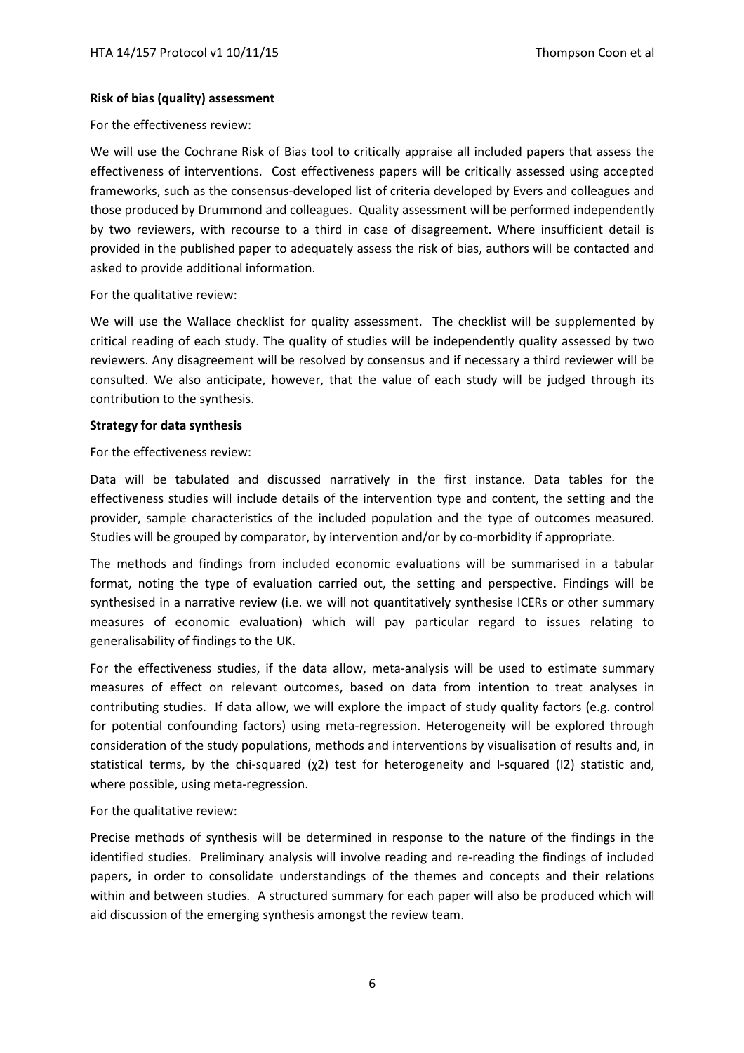**Risk of bias (quality) assessment**

For the effectiveness review:

We will use the Cochrane Risk of Bias tool to critically appraise all included papers that assess the effectiveness of interventions. Cost effectiveness papers will be critically assessed using accepted frameworks, such as the consensus-developed list of criteria developed by Evers and colleagues and those produced by Drummond and colleagues. Quality assessment will be performed independently by two reviewers, with recourse to a third in case of disagreement. Where insufficient detail is provided in the published paper to adequately assess the risk of bias, authors will be contacted and asked to provide additional information.

For the qualitative review:

We will use the Wallace checklist for quality assessment. The checklist will be supplemented by critical reading of each study. The quality of studies will be independently quality assessed by two reviewers. Any disagreement will be resolved by consensus and if necessary a third reviewer will be consulted. We also anticipate, however, that the value of each study will be judged through its contribution to the synthesis.

**Strategy for data synthesis**

For the effectiveness review:

Data will be tabulated and discussed narratively in the first instance. Data tables for the effectiveness studies will include details of the intervention type and content, the setting and the provider, sample characteristics of the included population and the type of outcomes measured. Studies will be grouped by comparator, by intervention and/or by co-morbidity if appropriate.

The methods and findings from included economic evaluations will be summarised in a tabular format, noting the type of evaluation carried out, the setting and perspective. Findings will be synthesised in a narrative review (i.e. we will not quantitatively synthesise ICERs or other summary measures of economic evaluation) which will pay particular regard to issues relating to generalisability of findings to the UK.

For the effectiveness studies, if the data allow, meta-analysis will be used to estimate summary measures of effect on relevant outcomes, based on data from intention to treat analyses in contributing studies. If data allow, we will explore the impact of study quality factors (e.g. control for potential confounding factors) using meta-regression. Heterogeneity will be explored through consideration of the study populations, methods and interventions by visualisation of results and, in statistical terms, by the chi-squared ($\chi^2$) test for heterogeneity and I-squared ($I^2$) statistic and, where possible, using meta-regression.

For the qualitative review:

Precise methods of synthesis will be determined in response to the nature of the findings in the identified studies. Preliminary analysis will involve reading and re-reading the findings of included papers, in order to consolidate understandings of the themes and concepts and their relations within and between studies. A structured summary for each paper will also be produced which will aid discussion of the emerging synthesis amongst the review team.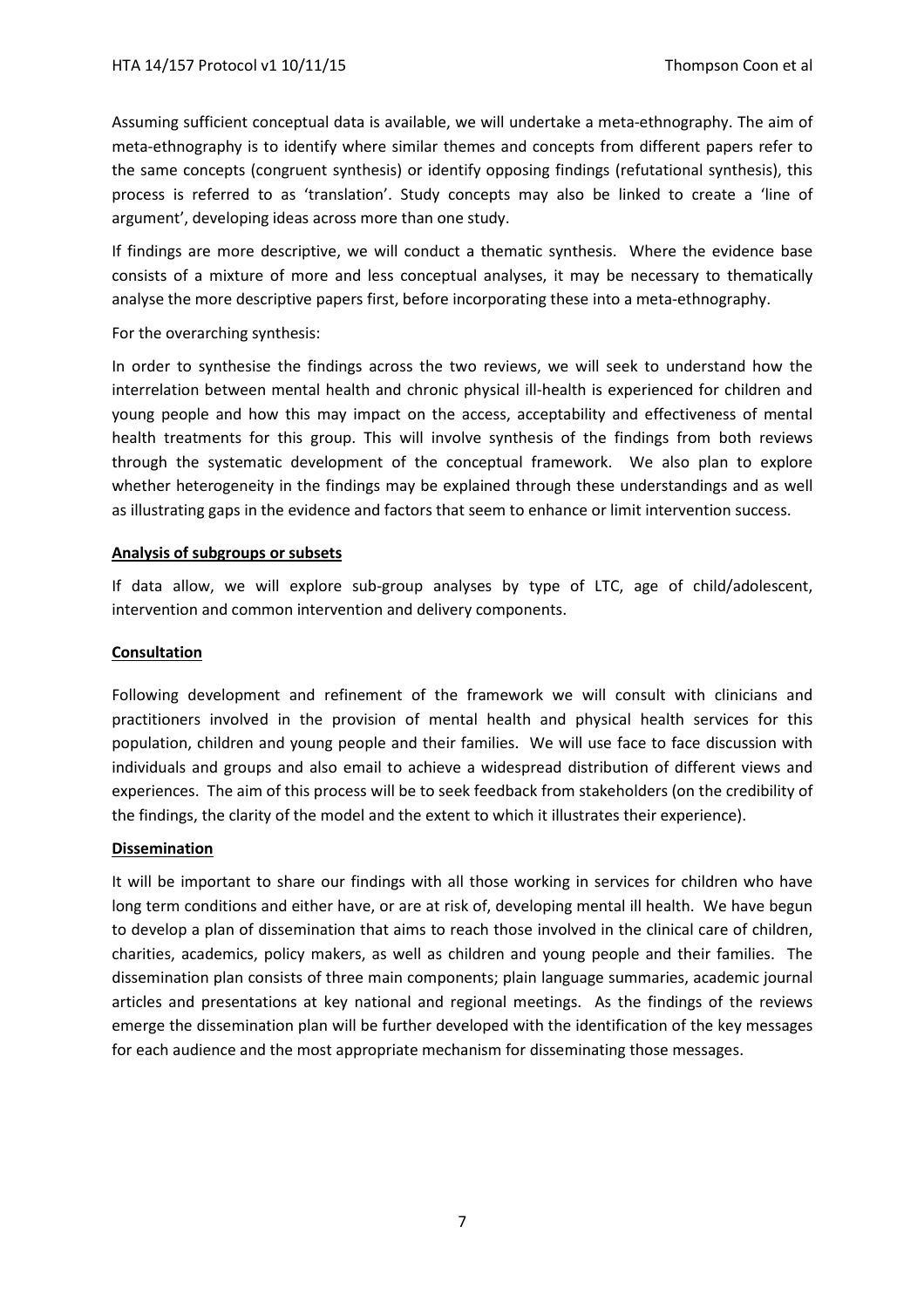Assuming sufficient conceptual data is available, we will undertake a meta-ethnography. The aim of meta-ethnography is to identify where similar themes and concepts from different papers refer to the same concepts (congruent synthesis) or identify opposing findings (refutational synthesis), this process is referred to as 'translation'. Study concepts may also be linked to create a 'line of argument', developing ideas across more than one study.

If findings are more descriptive, we will conduct a thematic synthesis. Where the evidence base consists of a mixture of more and less conceptual analyses, it may be necessary to thematically analyse the more descriptive papers first, before incorporating these into a meta-ethnography.

For the overarching synthesis:

In order to synthesise the findings across the two reviews, we will seek to understand how the interrelation between mental health and chronic physical ill-health is experienced for children and young people and how this may impact on the access, acceptability and effectiveness of mental health treatments for this group. This will involve synthesis of the findings from both reviews through the systematic development of the conceptual framework. We also plan to explore whether heterogeneity in the findings may be explained through these understandings and as well as illustrating gaps in the evidence and factors that seem to enhance or limit intervention success.

**Analysis of subgroups or subsets**

If data allow, we will explore sub-group analyses by type of LTC, age of child/adolescent, intervention and common intervention and delivery components.

**Consultation**

Following development and refinement of the framework we will consult with clinicians and practitioners involved in the provision of mental health and physical health services for this population, children and young people and their families. We will use face to face discussion with individuals and groups and also email to achieve a widespread distribution of different views and experiences. The aim of this process will be to seek feedback from stakeholders (on the credibility of the findings, the clarity of the model and the extent to which it illustrates their experience).

**Dissemination**

It will be important to share our findings with all those working in services for children who have long term conditions and either have, or are at risk of, developing mental ill health. We have begun to develop a plan of dissemination that aims to reach those involved in the clinical care of children, charities, academics, policy makers, as well as children and young people and their families. The dissemination plan consists of three main components; plain language summaries, academic journal articles and presentations at key national and regional meetings. As the findings of the reviews emerge the dissemination plan will be further developed with the identification of the key messages for each audience and the most appropriate mechanism for disseminating those messages.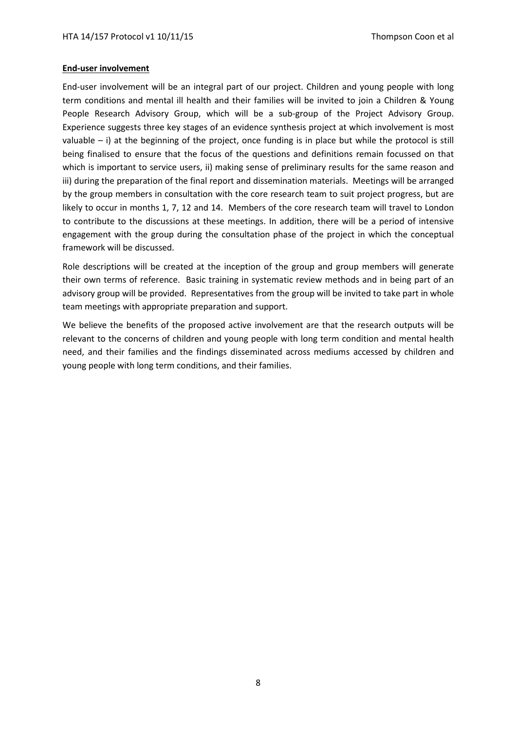**End-user involvement**

End-user involvement will be an integral part of our project. Children and young people with long term conditions and mental ill health and their families will be invited to join a Children & Young People Research Advisory Group, which will be a sub-group of the Project Advisory Group. Experience suggests three key stages of an evidence synthesis project at which involvement is most valuable – i) at the beginning of the project, once funding is in place but while the protocol is still being finalised to ensure that the focus of the questions and definitions remain focussed on that which is important to service users, ii) making sense of preliminary results for the same reason and iii) during the preparation of the final report and dissemination materials. Meetings will be arranged by the group members in consultation with the core research team to suit project progress, but are likely to occur in months 1, 7, 12 and 14. Members of the core research team will travel to London to contribute to the discussions at these meetings. In addition, there will be a period of intensive engagement with the group during the consultation phase of the project in which the conceptual framework will be discussed.

Role descriptions will be created at the inception of the group and group members will generate their own terms of reference. Basic training in systematic review methods and in being part of an advisory group will be provided. Representatives from the group will be invited to take part in whole team meetings with appropriate preparation and support.

We believe the benefits of the proposed active involvement are that the research outputs will be relevant to the concerns of children and young people with long term condition and mental health need, and their families and the findings disseminated across mediums accessed by children and young people with long term conditions, and their families.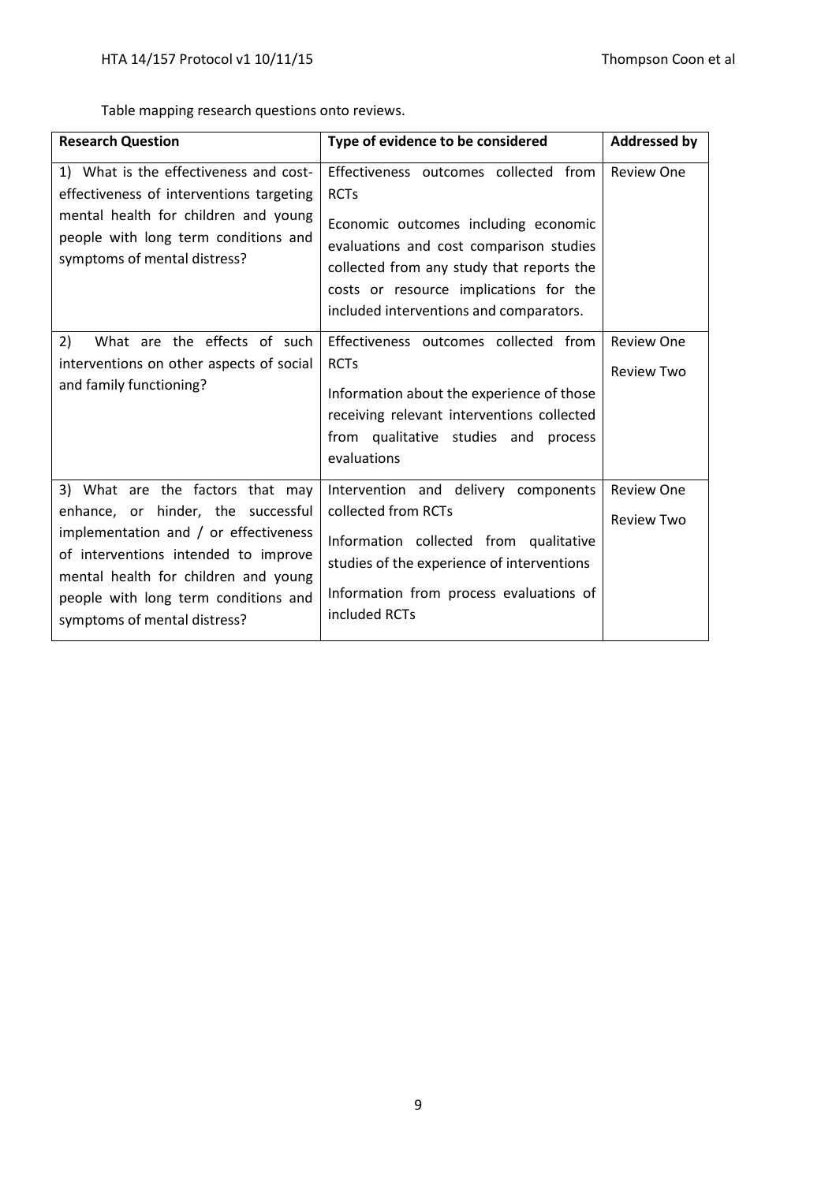Table mapping research questions onto reviews.

| Research Question | Type of evidence to be considered | Addressed by |
| --- | --- | --- |
| 1) What is the effectiveness and cost-effectiveness of interventions targeting mental health for children and young people with long term conditions and symptoms of mental distress? | Effectiveness outcomes collected from RCTs<br><br>Economic outcomes including economic evaluations and cost comparison studies collected from any study that reports the costs or resource implications for the included interventions and comparators. | Review One |
| 2) What are the effects of such interventions on other aspects of social and family functioning? | Effectiveness outcomes collected from RCTs<br><br>Information about the experience of those receiving relevant interventions collected from qualitative studies and process evaluations | Review One<br><br>Review Two |
| 3) What are the factors that may enhance, or hinder, the successful implementation and / or effectiveness of interventions intended to improve mental health for children and young people with long term conditions and symptoms of mental distress? | Intervention and delivery components collected from RCTs<br><br>Information collected from qualitative studies of the experience of interventions<br><br>Information from process evaluations of included RCTs | Review One<br><br>Review Two |